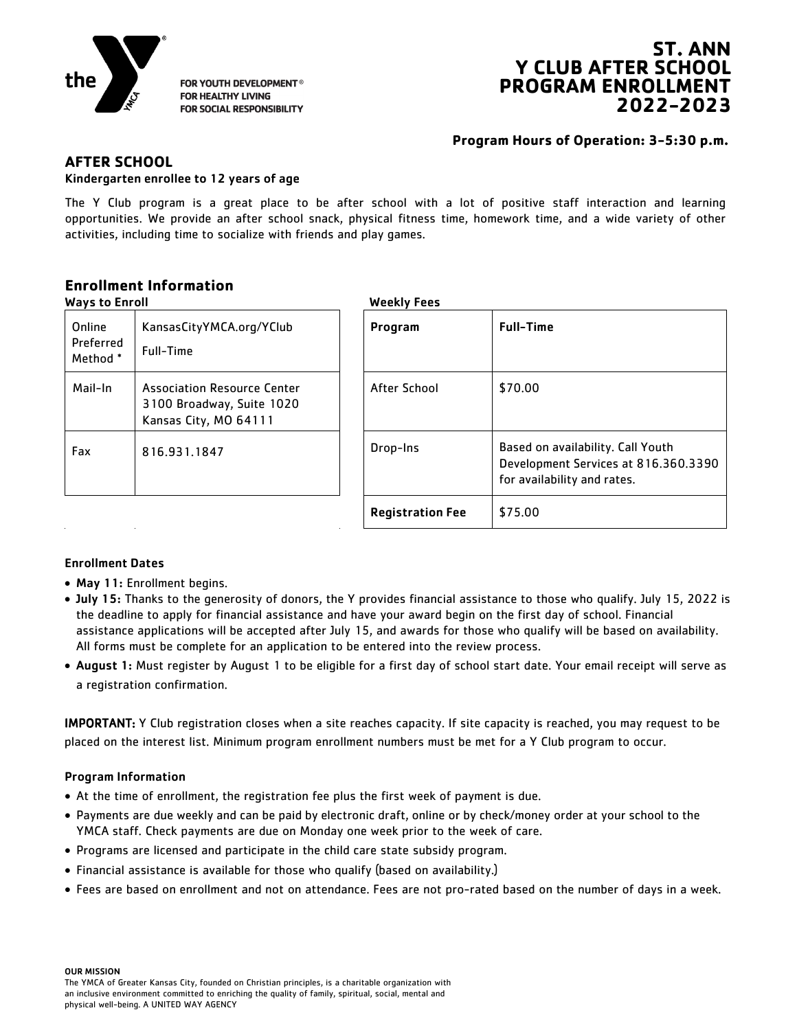the

FOR YOUTH DEVELOPMENT®
FOR HEALTHY LIVING
FOR SOCIAL RESPONSIBILITY

# ST. ANN Y CLUB AFTER SCHOOL PROGRAM ENROLLMENT 2022-2023

**Program Hours of Operation: 3-5:30 p.m.**

## AFTER SCHOOL

**Kindergarten enrollee to 12 years of age**

The Y Club program is a great place to be after school with a lot of positive staff interaction and learning opportunities. We provide an after school snack, physical fitness time, homework time, and a wide variety of other activities, including time to socialize with friends and play games.

## Enrollment Information

**Ways to Enroll**

| | |
|---|---|
| Online Preferred Method * | KansasCityYMCA.org/YClub<br>Full-Time |
| Mail-In | Association Resource Center<br>3100 Broadway, Suite 1020<br>Kansas City, MO 64111 |
| Fax | 816.931.1847 |

**Weekly Fees**

| Program | Full-Time |
|---|---|
| After School | $70.00 |
| Drop-Ins | Based on availability. Call Youth Development Services at 816.360.3390 for availability and rates. |
| **Registration Fee** | $75.00 |

### Enrollment Dates

- **May 11:** Enrollment begins.
- **July 15:** Thanks to the generosity of donors, the Y provides financial assistance to those who qualify. July 15, 2022 is the deadline to apply for financial assistance and have your award begin on the first day of school. Financial assistance applications will be accepted after July 15, and awards for those who qualify will be based on availability. All forms must be complete for an application to be entered into the review process.
- **August 1:** Must register by August 1 to be eligible for a first day of school start date. Your email receipt will serve as a registration confirmation.

**IMPORTANT:** Y Club registration closes when a site reaches capacity. If site capacity is reached, you may request to be placed on the interest list. Minimum program enrollment numbers must be met for a Y Club program to occur.

### Program Information

- At the time of enrollment, the registration fee plus the first week of payment is due.
- Payments are due weekly and can be paid by electronic draft, online or by check/money order at your school to the YMCA staff. Check payments are due on Monday one week prior to the week of care.
- Programs are licensed and participate in the child care state subsidy program.
- Financial assistance is available for those who qualify (based on availability.)
- Fees are based on enrollment and not on attendance. Fees are not pro-rated based on the number of days in a week.

**OUR MISSION**
The YMCA of Greater Kansas City, founded on Christian principles, is a charitable organization with an inclusive environment committed to enriching the quality of family, spiritual, social, mental and physical well-being. A UNITED WAY AGENCY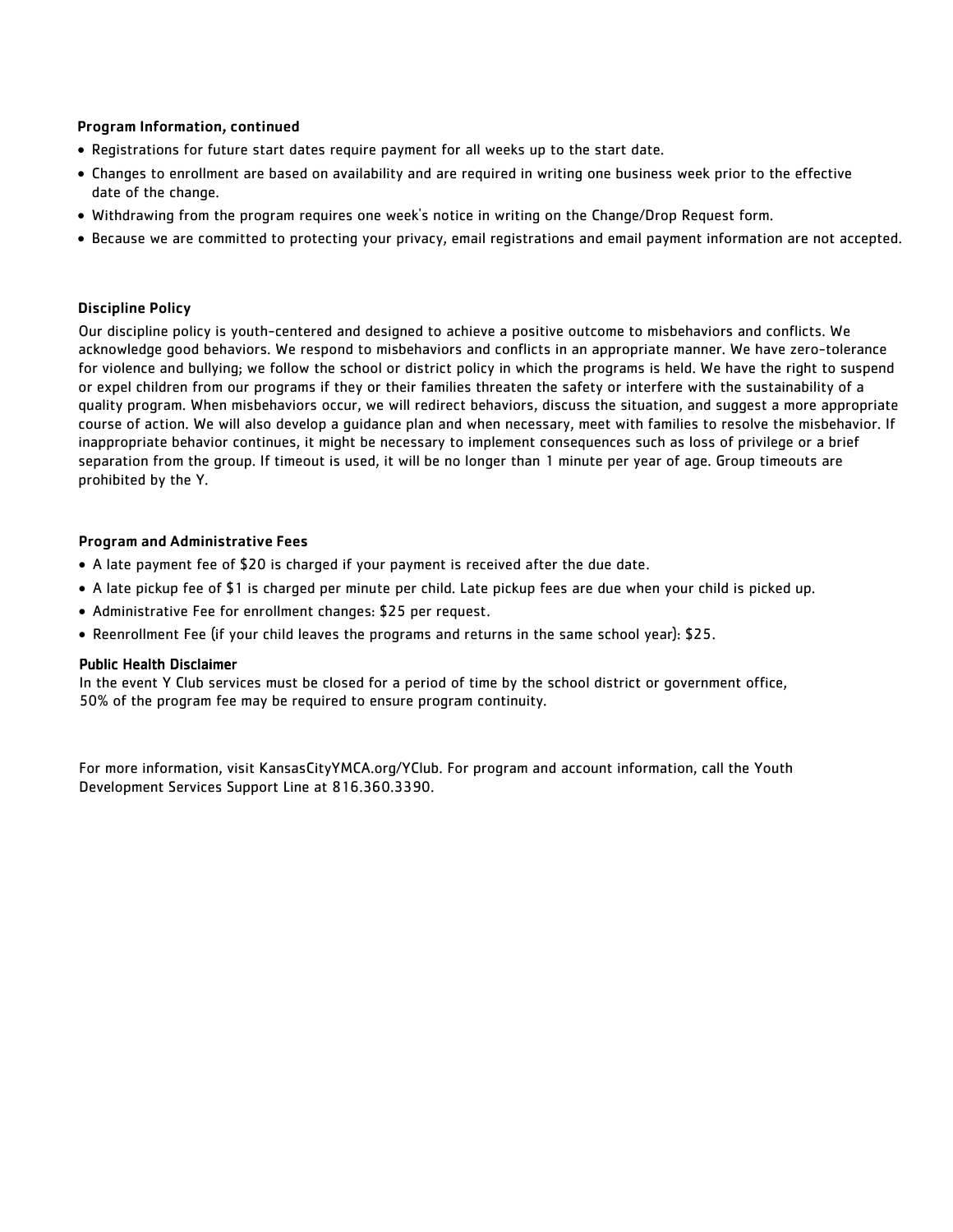### Program Information, continued

- Registrations for future start dates require payment for all weeks up to the start date.
- Changes to enrollment are based on availability and are required in writing one business week prior to the effective date of the change.
- Withdrawing from the program requires one week's notice in writing on the Change/Drop Request form.
- Because we are committed to protecting your privacy, email registrations and email payment information are not accepted.

### Discipline Policy

Our discipline policy is youth-centered and designed to achieve a positive outcome to misbehaviors and conflicts. We acknowledge good behaviors. We respond to misbehaviors and conflicts in an appropriate manner. We have zero-tolerance for violence and bullying; we follow the school or district policy in which the programs is held. We have the right to suspend or expel children from our programs if they or their families threaten the safety or interfere with the sustainability of a quality program. When misbehaviors occur, we will redirect behaviors, discuss the situation, and suggest a more appropriate course of action. We will also develop a guidance plan and when necessary, meet with families to resolve the misbehavior. If inappropriate behavior continues, it might be necessary to implement consequences such as loss of privilege or a brief separation from the group. If timeout is used, it will be no longer than 1 minute per year of age. Group timeouts are prohibited by the Y.

### Program and Administrative Fees

- A late payment fee of $20 is charged if your payment is received after the due date.
- A late pickup fee of $1 is charged per minute per child. Late pickup fees are due when your child is picked up.
- Administrative Fee for enrollment changes: $25 per request.
- Reenrollment Fee (if your child leaves the programs and returns in the same school year): $25.

### Public Health Disclaimer

In the event Y Club services must be closed for a period of time by the school district or government office, 50% of the program fee may be required to ensure program continuity.

For more information, visit KansasCityYMCA.org/YClub. For program and account information, call the Youth Development Services Support Line at 816.360.3390.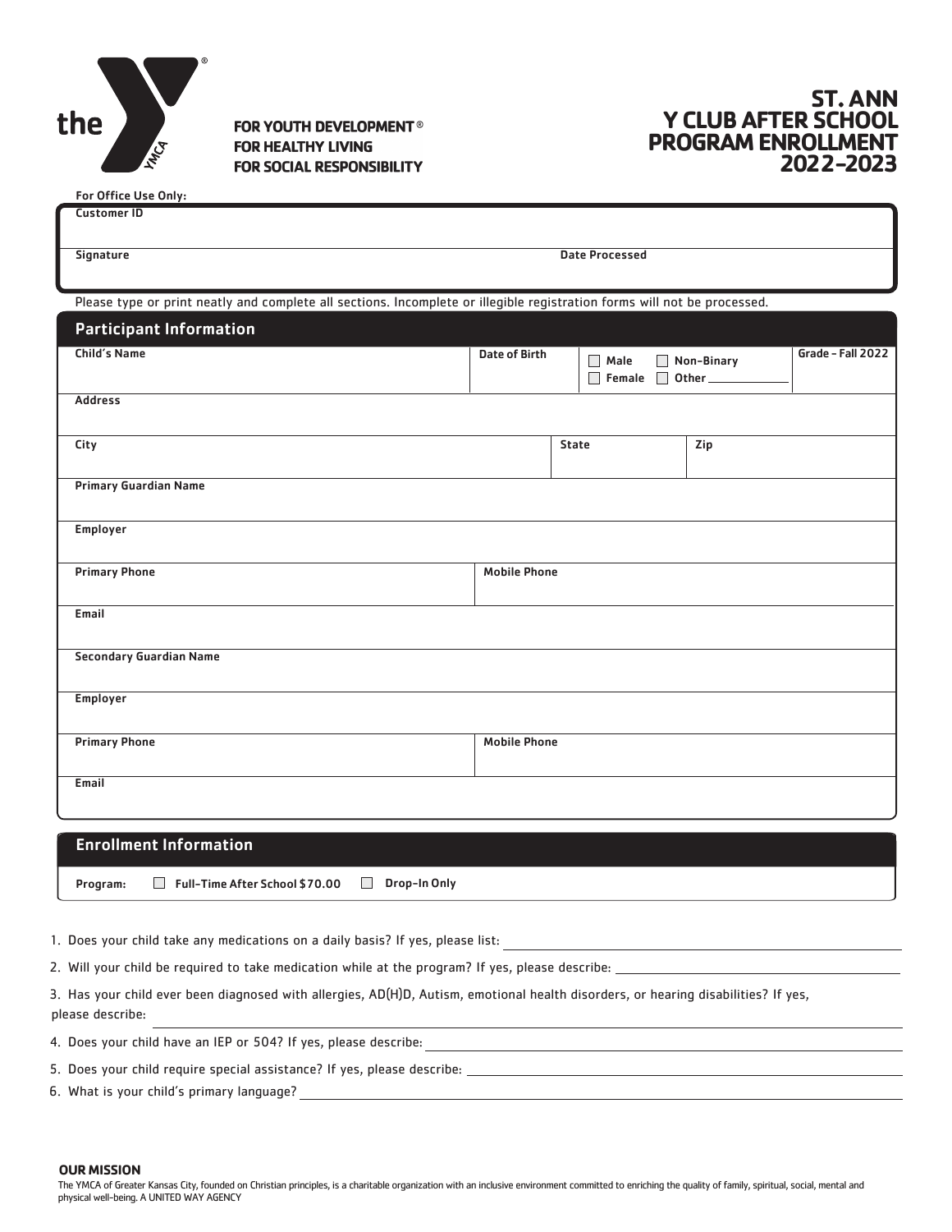the YMCA

**FOR YOUTH DEVELOPMENT®**
**FOR HEALTHY LIVING**
**FOR SOCIAL RESPONSIBILITY**

# ST. ANN Y CLUB AFTER SCHOOL PROGRAM ENROLLMENT 2022-2023

For Office Use Only:

| Customer ID | |
|---|---|
| Signature | Date Processed |

Please type or print neatly and complete all sections. Incomplete or illegible registration forms will not be processed.

## Participant Information

| Child's Name | Date of Birth | ☐ Male ☐ Non-Binary ☐ Female ☐ Other ______ | Grade - Fall 2022 |
|---|---|---|---|
| Address | | | |
| City | State | Zip | |
| Primary Guardian Name | | | |
| Employer | | | |
| Primary Phone | Mobile Phone | | |
| Email | | | |
| Secondary Guardian Name | | | |
| Employer | | | |
| Primary Phone | Mobile Phone | | |
| Email | | | |

## Enrollment Information

Program: ☐ Full-Time After School $70.00 ☐ Drop-In Only

1. Does your child take any medications on a daily basis? If yes, please list: ______
2. Will your child be required to take medication while at the program? If yes, please describe: ______
3. Has your child ever been diagnosed with allergies, AD(H)D, Autism, emotional health disorders, or hearing disabilities? If yes, please describe: ______
4. Does your child have an IEP or 504? If yes, please describe: ______
5. Does your child require special assistance? If yes, please describe: ______
6. What is your child's primary language? ______

**OUR MISSION**

The YMCA of Greater Kansas City, founded on Christian principles, is a charitable organization with an inclusive environment committed to enriching the quality of family, spiritual, social, mental and physical well-being. A UNITED WAY AGENCY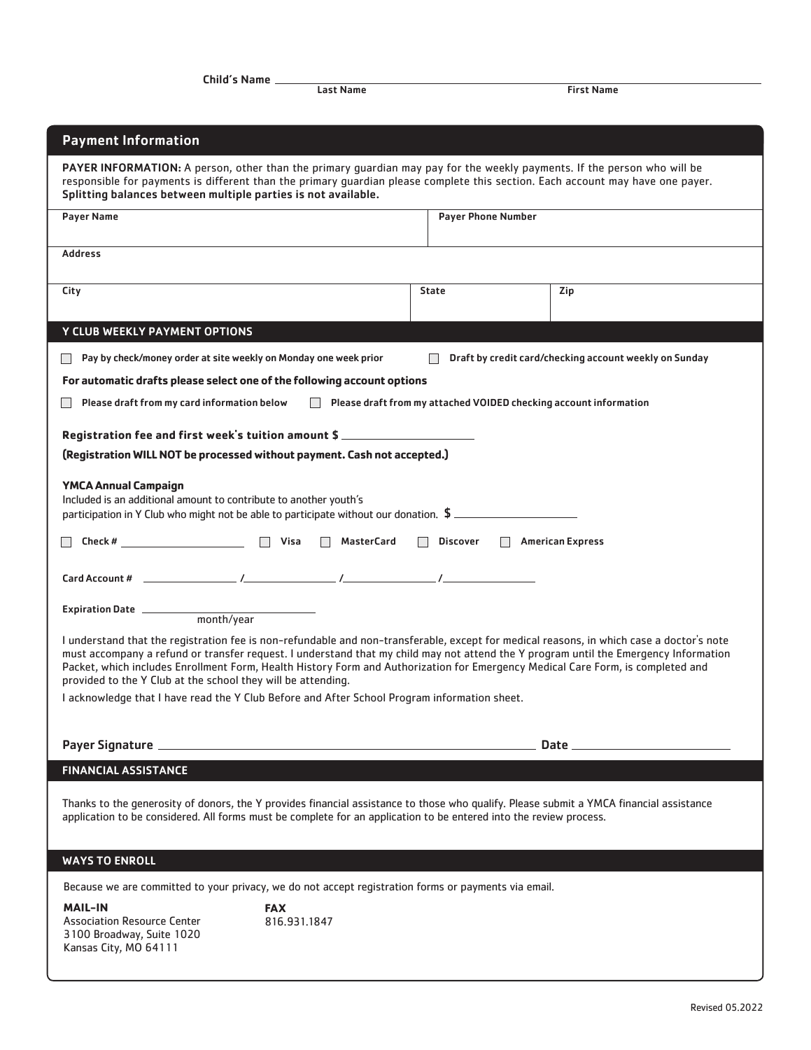Child's Name ______________________________________________
Last Name First Name

## Payment Information

**PAYER INFORMATION:** A person, other than the primary guardian may pay for the weekly payments. If the person who will be responsible for payments is different than the primary guardian please complete this section. Each account may have one payer. **Splitting balances between multiple parties is not available.**

| | |
|---|---|
| **Payer Name** | **Payer Phone Number** |

| |
|---|
| **Address** |

| | | |
|---|---|---|
| **City** | **State** | **Zip** |

### Y CLUB WEEKLY PAYMENT OPTIONS

☐ **Pay by check/money order at site weekly on Monday one week prior** ☐ **Draft by credit card/checking account weekly on Sunday**

**For automatic drafts please select one of the following account options**

☐ **Please draft from my card information below** ☐ **Please draft from my attached VOIDED checking account information**

**Registration fee and first week's tuition amount $** ____________________

**(Registration WILL NOT be processed without payment. Cash not accepted.)**

**YMCA Annual Campaign**
Included is an additional amount to contribute to another youth's participation in Y Club who might not be able to participate without our donation. **$** ____________________

☐ **Check #** ____________________ ☐ **Visa** ☐ **MasterCard** ☐ **Discover** ☐ **American Express**

**Card Account #** ____________ / ____________ / ____________ / ____________

**Expiration Date** ____________________
month/year

I understand that the registration fee is non-refundable and non-transferable, except for medical reasons, in which case a doctor's note must accompany a refund or transfer request. I understand that my child may not attend the Y program until the Emergency Information Packet, which includes Enrollment Form, Health History Form and Authorization for Emergency Medical Care Form, is completed and provided to the Y Club at the school they will be attending.

I acknowledge that I have read the Y Club Before and After School Program information sheet.

**Payer Signature** ______________________________________________ **Date** ____________________

### FINANCIAL ASSISTANCE

Thanks to the generosity of donors, the Y provides financial assistance to those who qualify. Please submit a YMCA financial assistance application to be considered. All forms must be complete for an application to be entered into the review process.

### WAYS TO ENROLL

Because we are committed to your privacy, we do not accept registration forms or payments via email.

**MAIL-IN**
Association Resource Center
3100 Broadway, Suite 1020
Kansas City, MO 64111

**FAX**
816.931.1847

Revised 05.2022